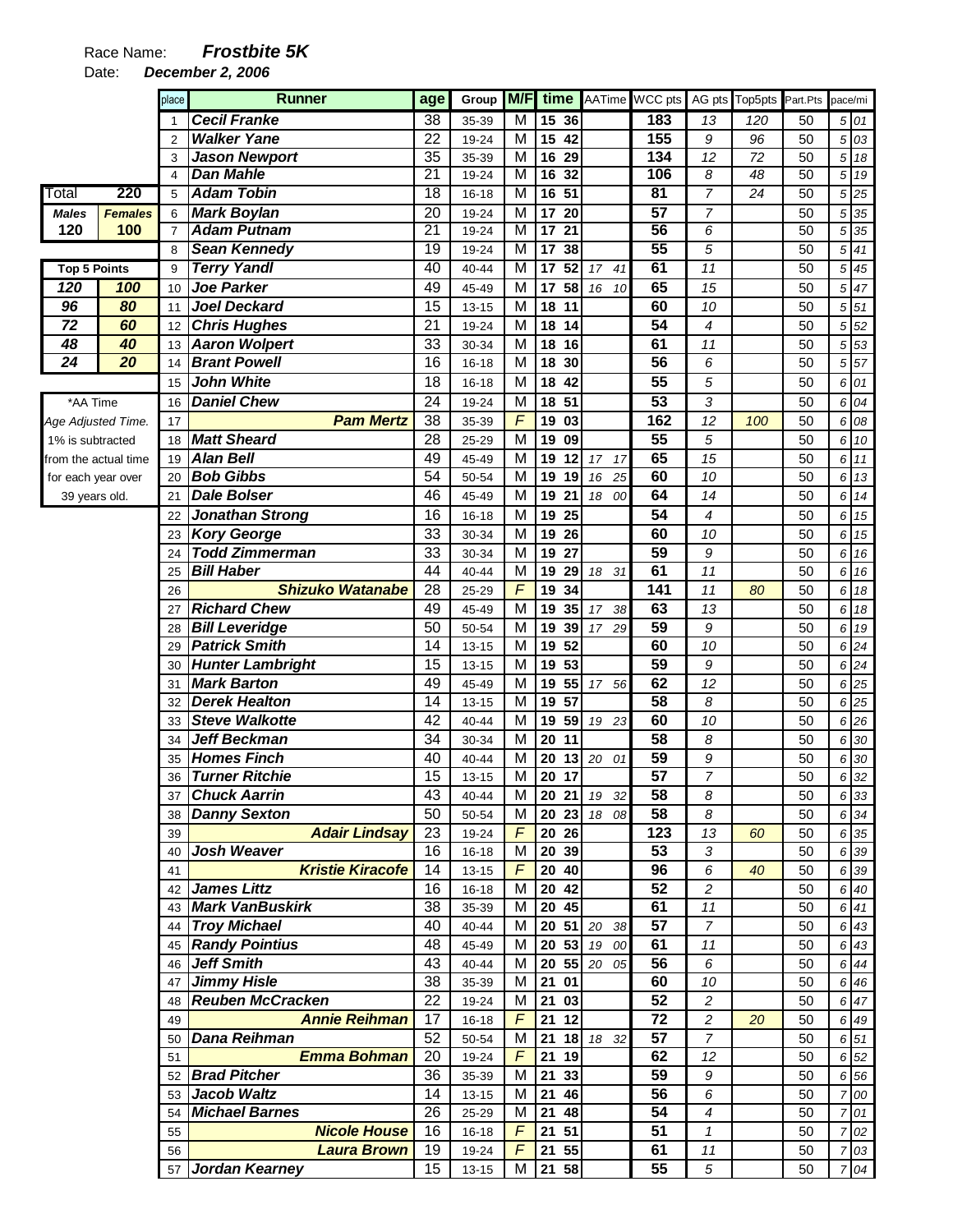Race Name: ***Frostbite 5K***

Date: ***December 2, 2006***

| Total | 220 |
|---|---|
| *Males* | *Females* |
| 120 | 100 |

| Top 5 Points | |
|---|---|
| *120* | *100* |
| *96* | *80* |
| *72* | *60* |
| *48* | *40* |
| *24* | *20* |

*AA Time
*Age Adjusted Time.*
1% is subtracted
from the actual time
for each year over
39 years old.

| place | Runner | age | Group | M/F | time | AATime | WCC pts | AG pts | Top5pts | Part.Pts | pace/mi |
|---|---|---|---|---|---|---|---|---|---|---|---|
| 1 | **Cecil Franke** | 38 | 35-39 | M | 15 36 | | 183 | 13 | 120 | 50 | 5 01 |
| 2 | **Walker Yane** | 22 | 19-24 | M | 15 42 | | 155 | 9 | 96 | 50 | 5 03 |
| 3 | **Jason Newport** | 35 | 35-39 | M | 16 29 | | 134 | 12 | 72 | 50 | 5 18 |
| 4 | **Dan Mahle** | 21 | 19-24 | M | 16 32 | | 106 | 8 | 48 | 50 | 5 19 |
| 5 | **Adam Tobin** | 18 | 16-18 | M | 16 51 | | 81 | 7 | 24 | 50 | 5 25 |
| 6 | **Mark Boylan** | 20 | 19-24 | M | 17 20 | | 57 | 7 | | 50 | 5 35 |
| 7 | **Adam Putnam** | 21 | 19-24 | M | 17 21 | | 56 | 6 | | 50 | 5 35 |
| 8 | **Sean Kennedy** | 19 | 19-24 | M | 17 38 | | 55 | 5 | | 50 | 5 41 |
| 9 | **Terry Yandl** | 40 | 40-44 | M | 17 52 | 17 41 | 61 | 11 | | 50 | 5 45 |
| 10 | **Joe Parker** | 49 | 45-49 | M | 17 58 | 16 10 | 65 | 15 | | 50 | 5 47 |
| 11 | **Joel Deckard** | 15 | 13-15 | M | 18 11 | | 60 | 10 | | 50 | 5 51 |
| 12 | **Chris Hughes** | 21 | 19-24 | M | 18 14 | | 54 | 4 | | 50 | 5 52 |
| 13 | **Aaron Wolpert** | 33 | 30-34 | M | 18 16 | | 61 | 11 | | 50 | 5 53 |
| 14 | **Brant Powell** | 16 | 16-18 | M | 18 30 | | 56 | 6 | | 50 | 5 57 |
| 15 | **John White** | 18 | 16-18 | M | 18 42 | | 55 | 5 | | 50 | 6 01 |
| 16 | **Daniel Chew** | 24 | 19-24 | M | 18 51 | | 53 | 3 | | 50 | 6 04 |
| 17 | **Pam Mertz** | 38 | 35-39 | F | 19 03 | | 162 | 12 | 100 | 50 | 6 08 |
| 18 | **Matt Sheard** | 28 | 25-29 | M | 19 09 | | 55 | 5 | | 50 | 6 10 |
| 19 | **Alan Bell** | 49 | 45-49 | M | 19 12 | 17 17 | 65 | 15 | | 50 | 6 11 |
| 20 | **Bob Gibbs** | 54 | 50-54 | M | 19 19 | 16 25 | 60 | 10 | | 50 | 6 13 |
| 21 | **Dale Bolser** | 46 | 45-49 | M | 19 21 | 18 00 | 64 | 14 | | 50 | 6 14 |
| 22 | **Jonathan Strong** | 16 | 16-18 | M | 19 25 | | 54 | 4 | | 50 | 6 15 |
| 23 | **Kory George** | 33 | 30-34 | M | 19 26 | | 60 | 10 | | 50 | 6 15 |
| 24 | **Todd Zimmerman** | 33 | 30-34 | M | 19 27 | | 59 | 9 | | 50 | 6 16 |
| 25 | **Bill Haber** | 44 | 40-44 | M | 19 29 | 18 31 | 61 | 11 | | 50 | 6 16 |
| 26 | **Shizuko Watanabe** | 28 | 25-29 | F | 19 34 | | 141 | 11 | 80 | 50 | 6 18 |
| 27 | **Richard Chew** | 49 | 45-49 | M | 19 35 | 17 38 | 63 | 13 | | 50 | 6 18 |
| 28 | **Bill Leveridge** | 50 | 50-54 | M | 19 39 | 17 29 | 59 | 9 | | 50 | 6 19 |
| 29 | **Patrick Smith** | 14 | 13-15 | M | 19 52 | | 60 | 10 | | 50 | 6 24 |
| 30 | **Hunter Lambright** | 15 | 13-15 | M | 19 53 | | 59 | 9 | | 50 | 6 24 |
| 31 | **Mark Barton** | 49 | 45-49 | M | 19 55 | 17 56 | 62 | 12 | | 50 | 6 25 |
| 32 | **Derek Healton** | 14 | 13-15 | M | 19 57 | | 58 | 8 | | 50 | 6 25 |
| 33 | **Steve Walkotte** | 42 | 40-44 | M | 19 59 | 19 23 | 60 | 10 | | 50 | 6 26 |
| 34 | **Jeff Beckman** | 34 | 30-34 | M | 20 11 | | 58 | 8 | | 50 | 6 30 |
| 35 | **Homes Finch** | 40 | 40-44 | M | 20 13 | 20 01 | 59 | 9 | | 50 | 6 30 |
| 36 | **Turner Ritchie** | 15 | 13-15 | M | 20 17 | | 57 | 7 | | 50 | 6 32 |
| 37 | **Chuck Aarrin** | 43 | 40-44 | M | 20 21 | 19 32 | 58 | 8 | | 50 | 6 33 |
| 38 | **Danny Sexton** | 50 | 50-54 | M | 20 23 | 18 08 | 58 | 8 | | 50 | 6 34 |
| 39 | **Adair Lindsay** | 23 | 19-24 | F | 20 26 | | 123 | 13 | 60 | 50 | 6 35 |
| 40 | **Josh Weaver** | 16 | 16-18 | M | 20 39 | | 53 | 3 | | 50 | 6 39 |
| 41 | **Kristie Kiracofe** | 14 | 13-15 | F | 20 40 | | 96 | 6 | 40 | 50 | 6 39 |
| 42 | **James Littz** | 16 | 16-18 | M | 20 42 | | 52 | 2 | | 50 | 6 40 |
| 43 | **Mark VanBuskirk** | 38 | 35-39 | M | 20 45 | | 61 | 11 | | 50 | 6 41 |
| 44 | **Troy Michael** | 40 | 40-44 | M | 20 51 | 20 38 | 57 | 7 | | 50 | 6 43 |
| 45 | **Randy Pointius** | 48 | 45-49 | M | 20 53 | 19 00 | 61 | 11 | | 50 | 6 43 |
| 46 | **Jeff Smith** | 43 | 40-44 | M | 20 55 | 20 05 | 56 | 6 | | 50 | 6 44 |
| 47 | **Jimmy Hisle** | 38 | 35-39 | M | 21 01 | | 60 | 10 | | 50 | 6 46 |
| 48 | **Reuben McCracken** | 22 | 19-24 | M | 21 03 | | 52 | 2 | | 50 | 6 47 |
| 49 | **Annie Reihman** | 17 | 16-18 | F | 21 12 | | 72 | 2 | 20 | 50 | 6 49 |
| 50 | **Dana Reihman** | 52 | 50-54 | M | 21 18 | 18 32 | 57 | 7 | | 50 | 6 51 |
| 51 | **Emma Bohman** | 20 | 19-24 | F | 21 19 | | 62 | 12 | | 50 | 6 52 |
| 52 | **Brad Pitcher** | 36 | 35-39 | M | 21 33 | | 59 | 9 | | 50 | 6 56 |
| 53 | **Jacob Waltz** | 14 | 13-15 | M | 21 46 | | 56 | 6 | | 50 | 7 00 |
| 54 | **Michael Barnes** | 26 | 25-29 | M | 21 48 | | 54 | 4 | | 50 | 7 01 |
| 55 | **Nicole House** | 16 | 16-18 | F | 21 51 | | 51 | 1 | | 50 | 7 02 |
| 56 | **Laura Brown** | 19 | 19-24 | F | 21 55 | | 61 | 11 | | 50 | 7 03 |
| 57 | **Jordan Kearney** | 15 | 13-15 | M | 21 58 | | 55 | 5 | | 50 | 7 04 |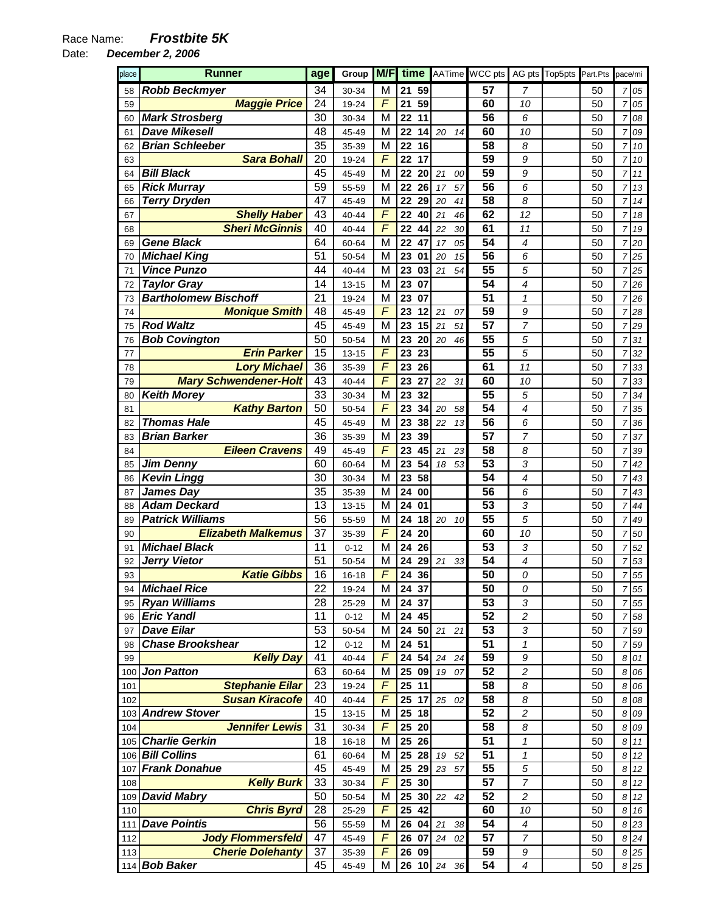Race Name: ***Frostbite 5K***

Date: ***December 2, 2006***

| place | Runner | age | Group | M/F | time | | AATime | | WCC pts | AG pts | Top5pts | Part.Pts | pace/mi | |
|---|---|---|---|---|---|---|---|---|---|---|---|---|---|---|
| 58 | **Robb Beckmyer** | 34 | 30-34 | M | 21 | 59 | | | 57 | 7 | | 50 | 7 | 05 |
| 59 | **Maggie Price** | 24 | 19-24 | F | 21 | 59 | | | 60 | 10 | | 50 | 7 | 05 |
| 60 | **Mark Strosberg** | 30 | 30-34 | M | 22 | 11 | | | 56 | 6 | | 50 | 7 | 08 |
| 61 | **Dave Mikesell** | 48 | 45-49 | M | 22 | 14 | 20 | 14 | 60 | 10 | | 50 | 7 | 09 |
| 62 | **Brian Schleeber** | 35 | 35-39 | M | 22 | 16 | | | 58 | 8 | | 50 | 7 | 10 |
| 63 | **Sara Bohall** | 20 | 19-24 | F | 22 | 17 | | | 59 | 9 | | 50 | 7 | 10 |
| 64 | **Bill Black** | 45 | 45-49 | M | 22 | 20 | 21 | 00 | 59 | 9 | | 50 | 7 | 11 |
| 65 | **Rick Murray** | 59 | 55-59 | M | 22 | 26 | 17 | 57 | 56 | 6 | | 50 | 7 | 13 |
| 66 | **Terry Dryden** | 47 | 45-49 | M | 22 | 29 | 20 | 41 | 58 | 8 | | 50 | 7 | 14 |
| 67 | **Shelly Haber** | 43 | 40-44 | F | 22 | 40 | 21 | 46 | 62 | 12 | | 50 | 7 | 18 |
| 68 | **Sheri McGinnis** | 40 | 40-44 | F | 22 | 44 | 22 | 30 | 61 | 11 | | 50 | 7 | 19 |
| 69 | **Gene Black** | 64 | 60-64 | M | 22 | 47 | 17 | 05 | 54 | 4 | | 50 | 7 | 20 |
| 70 | **Michael King** | 51 | 50-54 | M | 23 | 01 | 20 | 15 | 56 | 6 | | 50 | 7 | 25 |
| 71 | **Vince Punzo** | 44 | 40-44 | M | 23 | 03 | 21 | 54 | 55 | 5 | | 50 | 7 | 25 |
| 72 | **Taylor Gray** | 14 | 13-15 | M | 23 | 07 | | | 54 | 4 | | 50 | 7 | 26 |
| 73 | **Bartholomew Bischoff** | 21 | 19-24 | M | 23 | 07 | | | 51 | 1 | | 50 | 7 | 26 |
| 74 | **Monique Smith** | 48 | 45-49 | F | 23 | 12 | 21 | 07 | 59 | 9 | | 50 | 7 | 28 |
| 75 | **Rod Waltz** | 45 | 45-49 | M | 23 | 15 | 21 | 51 | 57 | 7 | | 50 | 7 | 29 |
| 76 | **Bob Covington** | 50 | 50-54 | M | 23 | 20 | 20 | 46 | 55 | 5 | | 50 | 7 | 31 |
| 77 | **Erin Parker** | 15 | 13-15 | F | 23 | 23 | | | 55 | 5 | | 50 | 7 | 32 |
| 78 | **Lory Michael** | 36 | 35-39 | F | 23 | 26 | | | 61 | 11 | | 50 | 7 | 33 |
| 79 | **Mary Schwendener-Holt** | 43 | 40-44 | F | 23 | 27 | 22 | 31 | 60 | 10 | | 50 | 7 | 33 |
| 80 | **Keith Morey** | 33 | 30-34 | M | 23 | 32 | | | 55 | 5 | | 50 | 7 | 34 |
| 81 | **Kathy Barton** | 50 | 50-54 | F | 23 | 34 | 20 | 58 | 54 | 4 | | 50 | 7 | 35 |
| 82 | **Thomas Hale** | 45 | 45-49 | M | 23 | 38 | 22 | 13 | 56 | 6 | | 50 | 7 | 36 |
| 83 | **Brian Barker** | 36 | 35-39 | M | 23 | 39 | | | 57 | 7 | | 50 | 7 | 37 |
| 84 | **Eileen Cravens** | 49 | 45-49 | F | 23 | 45 | 21 | 23 | 58 | 8 | | 50 | 7 | 39 |
| 85 | **Jim Denny** | 60 | 60-64 | M | 23 | 54 | 18 | 53 | 53 | 3 | | 50 | 7 | 42 |
| 86 | **Kevin Lingg** | 30 | 30-34 | M | 23 | 58 | | | 54 | 4 | | 50 | 7 | 43 |
| 87 | **James Day** | 35 | 35-39 | M | 24 | 00 | | | 56 | 6 | | 50 | 7 | 43 |
| 88 | **Adam Deckard** | 13 | 13-15 | M | 24 | 01 | | | 53 | 3 | | 50 | 7 | 44 |
| 89 | **Patrick Williams** | 56 | 55-59 | M | 24 | 18 | 20 | 10 | 55 | 5 | | 50 | 7 | 49 |
| 90 | **Elizabeth Malkemus** | 37 | 35-39 | F | 24 | 20 | | | 60 | 10 | | 50 | 7 | 50 |
| 91 | **Michael Black** | 11 | 0-12 | M | 24 | 26 | | | 53 | 3 | | 50 | 7 | 52 |
| 92 | **Jerry Vietor** | 51 | 50-54 | M | 24 | 29 | 21 | 33 | 54 | 4 | | 50 | 7 | 53 |
| 93 | **Katie Gibbs** | 16 | 16-18 | F | 24 | 36 | | | 50 | 0 | | 50 | 7 | 55 |
| 94 | **Michael Rice** | 22 | 19-24 | M | 24 | 37 | | | 50 | 0 | | 50 | 7 | 55 |
| 95 | **Ryan Williams** | 28 | 25-29 | M | 24 | 37 | | | 53 | 3 | | 50 | 7 | 55 |
| 96 | **Eric Yandl** | 11 | 0-12 | M | 24 | 45 | | | 52 | 2 | | 50 | 7 | 58 |
| 97 | **Dave Eilar** | 53 | 50-54 | M | 24 | 50 | 21 | 21 | 53 | 3 | | 50 | 7 | 59 |
| 98 | **Chase Brookshear** | 12 | 0-12 | M | 24 | 51 | | | 51 | 1 | | 50 | 7 | 59 |
| 99 | **Kelly Day** | 41 | 40-44 | F | 24 | 54 | 24 | 24 | 59 | 9 | | 50 | 8 | 01 |
| 100 | **Jon Patton** | 63 | 60-64 | M | 25 | 09 | 19 | 07 | 52 | 2 | | 50 | 8 | 06 |
| 101 | **Stephanie Eilar** | 23 | 19-24 | F | 25 | 11 | | | 58 | 8 | | 50 | 8 | 06 |
| 102 | **Susan Kiracofe** | 40 | 40-44 | F | 25 | 17 | 25 | 02 | 58 | 8 | | 50 | 8 | 08 |
| 103 | **Andrew Stover** | 15 | 13-15 | M | 25 | 18 | | | 52 | 2 | | 50 | 8 | 09 |
| 104 | **Jennifer Lewis** | 31 | 30-34 | F | 25 | 20 | | | 58 | 8 | | 50 | 8 | 09 |
| 105 | **Charlie Gerkin** | 18 | 16-18 | M | 25 | 26 | | | 51 | 1 | | 50 | 8 | 11 |
| 106 | **Bill Collins** | 61 | 60-64 | M | 25 | 28 | 19 | 52 | 51 | 1 | | 50 | 8 | 12 |
| 107 | **Frank Donahue** | 45 | 45-49 | M | 25 | 29 | 23 | 57 | 55 | 5 | | 50 | 8 | 12 |
| 108 | **Kelly Burk** | 33 | 30-34 | F | 25 | 30 | | | 57 | 7 | | 50 | 8 | 12 |
| 109 | **David Mabry** | 50 | 50-54 | M | 25 | 30 | 22 | 42 | 52 | 2 | | 50 | 8 | 12 |
| 110 | **Chris Byrd** | 28 | 25-29 | F | 25 | 42 | | | 60 | 10 | | 50 | 8 | 16 |
| 111 | **Dave Pointis** | 56 | 55-59 | M | 26 | 04 | 21 | 38 | 54 | 4 | | 50 | 8 | 23 |
| 112 | **Jody Flommersfeld** | 47 | 45-49 | F | 26 | 07 | 24 | 02 | 57 | 7 | | 50 | 8 | 24 |
| 113 | **Cherie Dolehanty** | 37 | 35-39 | F | 26 | 09 | | | 59 | 9 | | 50 | 8 | 25 |
| 114 | **Bob Baker** | 45 | 45-49 | M | 26 | 10 | 24 | 36 | 54 | 4 | | 50 | 8 | 25 |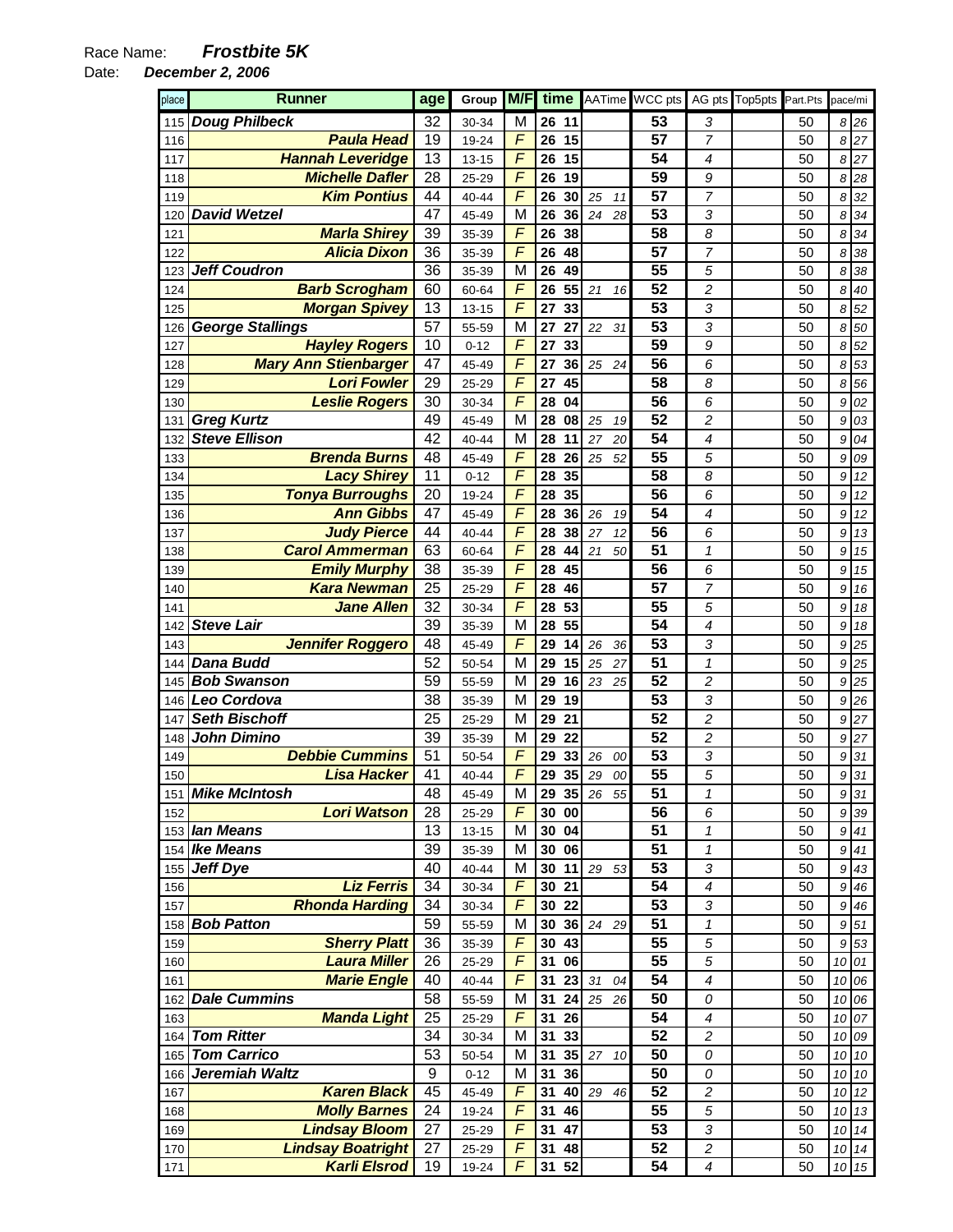Race Name: ***Frostbite 5K***

Date: ***December 2, 2006***

| place | Runner | age | Group | M/F | time | | AATime | | WCC pts | AG pts | Top5pts | Part.Pts | pace/mi | |
|---|---|---|---|---|---|---|---|---|---|---|---|---|---|---|
| 115 | **Doug Philbeck** | 32 | 30-34 | M | 26 | 11 | | | 53 | 3 | | 50 | 8 | 26 |
| 116 | **Paula Head** | 19 | 19-24 | F | 26 | 15 | | | 57 | 7 | | 50 | 8 | 27 |
| 117 | **Hannah Leveridge** | 13 | 13-15 | F | 26 | 15 | | | 54 | 4 | | 50 | 8 | 27 |
| 118 | **Michelle Dafler** | 28 | 25-29 | F | 26 | 19 | | | 59 | 9 | | 50 | 8 | 28 |
| 119 | **Kim Pontius** | 44 | 40-44 | F | 26 | 30 | 25 | 11 | 57 | 7 | | 50 | 8 | 32 |
| 120 | **David Wetzel** | 47 | 45-49 | M | 26 | 36 | 24 | 28 | 53 | 3 | | 50 | 8 | 34 |
| 121 | **Marla Shirey** | 39 | 35-39 | F | 26 | 38 | | | 58 | 8 | | 50 | 8 | 34 |
| 122 | **Alicia Dixon** | 36 | 35-39 | F | 26 | 48 | | | 57 | 7 | | 50 | 8 | 38 |
| 123 | **Jeff Coudron** | 36 | 35-39 | M | 26 | 49 | | | 55 | 5 | | 50 | 8 | 38 |
| 124 | **Barb Scrogham** | 60 | 60-64 | F | 26 | 55 | 21 | 16 | 52 | 2 | | 50 | 8 | 40 |
| 125 | **Morgan Spivey** | 13 | 13-15 | F | 27 | 33 | | | 53 | 3 | | 50 | 8 | 52 |
| 126 | **George Stallings** | 57 | 55-59 | M | 27 | 27 | 22 | 31 | 53 | 3 | | 50 | 8 | 50 |
| 127 | **Hayley Rogers** | 10 | 0-12 | F | 27 | 33 | | | 59 | 9 | | 50 | 8 | 52 |
| 128 | **Mary Ann Stienbarger** | 47 | 45-49 | F | 27 | 36 | 25 | 24 | 56 | 6 | | 50 | 8 | 53 |
| 129 | **Lori Fowler** | 29 | 25-29 | F | 27 | 45 | | | 58 | 8 | | 50 | 8 | 56 |
| 130 | **Leslie Rogers** | 30 | 30-34 | F | 28 | 04 | | | 56 | 6 | | 50 | 9 | 02 |
| 131 | **Greg Kurtz** | 49 | 45-49 | M | 28 | 08 | 25 | 19 | 52 | 2 | | 50 | 9 | 03 |
| 132 | **Steve Ellison** | 42 | 40-44 | M | 28 | 11 | 27 | 20 | 54 | 4 | | 50 | 9 | 04 |
| 133 | **Brenda Burns** | 48 | 45-49 | F | 28 | 26 | 25 | 52 | 55 | 5 | | 50 | 9 | 09 |
| 134 | **Lacy Shirey** | 11 | 0-12 | F | 28 | 35 | | | 58 | 8 | | 50 | 9 | 12 |
| 135 | **Tonya Burroughs** | 20 | 19-24 | F | 28 | 35 | | | 56 | 6 | | 50 | 9 | 12 |
| 136 | **Ann Gibbs** | 47 | 45-49 | F | 28 | 36 | 26 | 19 | 54 | 4 | | 50 | 9 | 12 |
| 137 | **Judy Pierce** | 44 | 40-44 | F | 28 | 38 | 27 | 12 | 56 | 6 | | 50 | 9 | 13 |
| 138 | **Carol Ammerman** | 63 | 60-64 | F | 28 | 44 | 21 | 50 | 51 | 1 | | 50 | 9 | 15 |
| 139 | **Emily Murphy** | 38 | 35-39 | F | 28 | 45 | | | 56 | 6 | | 50 | 9 | 15 |
| 140 | **Kara Newman** | 25 | 25-29 | F | 28 | 46 | | | 57 | 7 | | 50 | 9 | 16 |
| 141 | **Jane Allen** | 32 | 30-34 | F | 28 | 53 | | | 55 | 5 | | 50 | 9 | 18 |
| 142 | **Steve Lair** | 39 | 35-39 | M | 28 | 55 | | | 54 | 4 | | 50 | 9 | 18 |
| 143 | **Jennifer Roggero** | 48 | 45-49 | F | 29 | 14 | 26 | 36 | 53 | 3 | | 50 | 9 | 25 |
| 144 | **Dana Budd** | 52 | 50-54 | M | 29 | 15 | 25 | 27 | 51 | 1 | | 50 | 9 | 25 |
| 145 | **Bob Swanson** | 59 | 55-59 | M | 29 | 16 | 23 | 25 | 52 | 2 | | 50 | 9 | 25 |
| 146 | **Leo Cordova** | 38 | 35-39 | M | 29 | 19 | | | 53 | 3 | | 50 | 9 | 26 |
| 147 | **Seth Bischoff** | 25 | 25-29 | M | 29 | 21 | | | 52 | 2 | | 50 | 9 | 27 |
| 148 | **John Dimino** | 39 | 35-39 | M | 29 | 22 | | | 52 | 2 | | 50 | 9 | 27 |
| 149 | **Debbie Cummins** | 51 | 50-54 | F | 29 | 33 | 26 | 00 | 53 | 3 | | 50 | 9 | 31 |
| 150 | **Lisa Hacker** | 41 | 40-44 | F | 29 | 35 | 29 | 00 | 55 | 5 | | 50 | 9 | 31 |
| 151 | **Mike McIntosh** | 48 | 45-49 | M | 29 | 35 | 26 | 55 | 51 | 1 | | 50 | 9 | 31 |
| 152 | **Lori Watson** | 28 | 25-29 | F | 30 | 00 | | | 56 | 6 | | 50 | 9 | 39 |
| 153 | **Ian Means** | 13 | 13-15 | M | 30 | 04 | | | 51 | 1 | | 50 | 9 | 41 |
| 154 | **Ike Means** | 39 | 35-39 | M | 30 | 06 | | | 51 | 1 | | 50 | 9 | 41 |
| 155 | **Jeff Dye** | 40 | 40-44 | M | 30 | 11 | 29 | 53 | 53 | 3 | | 50 | 9 | 43 |
| 156 | **Liz Ferris** | 34 | 30-34 | F | 30 | 21 | | | 54 | 4 | | 50 | 9 | 46 |
| 157 | **Rhonda Harding** | 34 | 30-34 | F | 30 | 22 | | | 53 | 3 | | 50 | 9 | 46 |
| 158 | **Bob Patton** | 59 | 55-59 | M | 30 | 36 | 24 | 29 | 51 | 1 | | 50 | 9 | 51 |
| 159 | **Sherry Platt** | 36 | 35-39 | F | 30 | 43 | | | 55 | 5 | | 50 | 9 | 53 |
| 160 | **Laura Miller** | 26 | 25-29 | F | 31 | 06 | | | 55 | 5 | | 50 | 10 | 01 |
| 161 | **Marie Engle** | 40 | 40-44 | F | 31 | 23 | 31 | 04 | 54 | 4 | | 50 | 10 | 06 |
| 162 | **Dale Cummins** | 58 | 55-59 | M | 31 | 24 | 25 | 26 | 50 | 0 | | 50 | 10 | 06 |
| 163 | **Manda Light** | 25 | 25-29 | F | 31 | 26 | | | 54 | 4 | | 50 | 10 | 07 |
| 164 | **Tom Ritter** | 34 | 30-34 | M | 31 | 33 | | | 52 | 2 | | 50 | 10 | 09 |
| 165 | **Tom Carrico** | 53 | 50-54 | M | 31 | 35 | 27 | 10 | 50 | 0 | | 50 | 10 | 10 |
| 166 | **Jeremiah Waltz** | 9 | 0-12 | M | 31 | 36 | | | 50 | 0 | | 50 | 10 | 10 |
| 167 | **Karen Black** | 45 | 45-49 | F | 31 | 40 | 29 | 46 | 52 | 2 | | 50 | 10 | 12 |
| 168 | **Molly Barnes** | 24 | 19-24 | F | 31 | 46 | | | 55 | 5 | | 50 | 10 | 13 |
| 169 | **Lindsay Bloom** | 27 | 25-29 | F | 31 | 47 | | | 53 | 3 | | 50 | 10 | 14 |
| 170 | **Lindsay Boatright** | 27 | 25-29 | F | 31 | 48 | | | 52 | 2 | | 50 | 10 | 14 |
| 171 | **Karli Elsrod** | 19 | 19-24 | F | 31 | 52 | | | 54 | 4 | | 50 | 10 | 15 |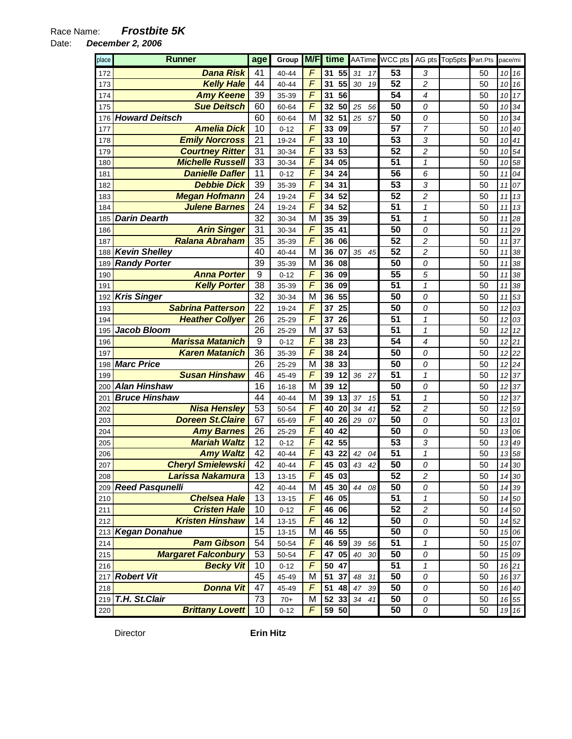Race Name: ***Frostbite 5K***

Date: ***December 2, 2006***

| place | Runner | age | Group | M/F | time | | AATime | | WCC pts | AG pts | Top5pts | Part.Pts | pace/mi | |
|---|---|---|---|---|---|---|---|---|---|---|---|---|---|---|
| 172 | Dana Risk | 41 | 40-44 | F | 31 | 55 | 31 | 17 | 53 | 3 | | 50 | 10 | 16 |
| 173 | Kelly Hale | 44 | 40-44 | F | 31 | 55 | 30 | 19 | 52 | 2 | | 50 | 10 | 16 |
| 174 | Amy Keene | 39 | 35-39 | F | 31 | 56 | | | 54 | 4 | | 50 | 10 | 17 |
| 175 | Sue Deitsch | 60 | 60-64 | F | 32 | 50 | 25 | 56 | 50 | 0 | | 50 | 10 | 34 |
| 176 | Howard Deitsch | 60 | 60-64 | M | 32 | 51 | 25 | 57 | 50 | 0 | | 50 | 10 | 34 |
| 177 | Amelia Dick | 10 | 0-12 | F | 33 | 09 | | | 57 | 7 | | 50 | 10 | 40 |
| 178 | Emily Norcross | 21 | 19-24 | F | 33 | 10 | | | 53 | 3 | | 50 | 10 | 41 |
| 179 | Courtney Ritter | 31 | 30-34 | F | 33 | 53 | | | 52 | 2 | | 50 | 10 | 54 |
| 180 | Michelle Russell | 33 | 30-34 | F | 34 | 05 | | | 51 | 1 | | 50 | 10 | 58 |
| 181 | Danielle Dafler | 11 | 0-12 | F | 34 | 24 | | | 56 | 6 | | 50 | 11 | 04 |
| 182 | Debbie Dick | 39 | 35-39 | F | 34 | 31 | | | 53 | 3 | | 50 | 11 | 07 |
| 183 | Megan Hofmann | 24 | 19-24 | F | 34 | 52 | | | 52 | 2 | | 50 | 11 | 13 |
| 184 | Julene Barnes | 24 | 19-24 | F | 34 | 52 | | | 51 | 1 | | 50 | 11 | 13 |
| 185 | Darin Dearth | 32 | 30-34 | M | 35 | 39 | | | 51 | 1 | | 50 | 11 | 28 |
| 186 | Arin Singer | 31 | 30-34 | F | 35 | 41 | | | 50 | 0 | | 50 | 11 | 29 |
| 187 | Ralana Abraham | 35 | 35-39 | F | 36 | 06 | | | 52 | 2 | | 50 | 11 | 37 |
| 188 | Kevin Shelley | 40 | 40-44 | M | 36 | 07 | 35 | 45 | 52 | 2 | | 50 | 11 | 38 |
| 189 | Randy Porter | 39 | 35-39 | M | 36 | 08 | | | 50 | 0 | | 50 | 11 | 38 |
| 190 | Anna Porter | 9 | 0-12 | F | 36 | 09 | | | 55 | 5 | | 50 | 11 | 38 |
| 191 | Kelly Porter | 38 | 35-39 | F | 36 | 09 | | | 51 | 1 | | 50 | 11 | 38 |
| 192 | Kris Singer | 32 | 30-34 | M | 36 | 55 | | | 50 | 0 | | 50 | 11 | 53 |
| 193 | Sabrina Patterson | 22 | 19-24 | F | 37 | 25 | | | 50 | 0 | | 50 | 12 | 03 |
| 194 | Heather Collyer | 26 | 25-29 | F | 37 | 26 | | | 51 | 1 | | 50 | 12 | 03 |
| 195 | Jacob Bloom | 26 | 25-29 | M | 37 | 53 | | | 51 | 1 | | 50 | 12 | 12 |
| 196 | Marissa Matanich | 9 | 0-12 | F | 38 | 23 | | | 54 | 4 | | 50 | 12 | 21 |
| 197 | Karen Matanich | 36 | 35-39 | F | 38 | 24 | | | 50 | 0 | | 50 | 12 | 22 |
| 198 | Marc Price | 26 | 25-29 | M | 38 | 33 | | | 50 | 0 | | 50 | 12 | 24 |
| 199 | Susan Hinshaw | 46 | 45-49 | F | 39 | 12 | 36 | 27 | 51 | 1 | | 50 | 12 | 37 |
| 200 | Alan Hinshaw | 16 | 16-18 | M | 39 | 12 | | | 50 | 0 | | 50 | 12 | 37 |
| 201 | Bruce Hinshaw | 44 | 40-44 | M | 39 | 13 | 37 | 15 | 51 | 1 | | 50 | 12 | 37 |
| 202 | Nisa Hensley | 53 | 50-54 | F | 40 | 20 | 34 | 41 | 52 | 2 | | 50 | 12 | 59 |
| 203 | Doreen St.Claire | 67 | 65-69 | F | 40 | 26 | 29 | 07 | 50 | 0 | | 50 | 13 | 01 |
| 204 | Amy Barnes | 26 | 25-29 | F | 40 | 42 | | | 50 | 0 | | 50 | 13 | 06 |
| 205 | Mariah Waltz | 12 | 0-12 | F | 42 | 55 | | | 53 | 3 | | 50 | 13 | 49 |
| 206 | Amy Waltz | 42 | 40-44 | F | 43 | 22 | 42 | 04 | 51 | 1 | | 50 | 13 | 58 |
| 207 | Cheryl Smielewski | 42 | 40-44 | F | 45 | 03 | 43 | 42 | 50 | 0 | | 50 | 14 | 30 |
| 208 | Larissa Nakamura | 13 | 13-15 | F | 45 | 03 | | | 52 | 2 | | 50 | 14 | 30 |
| 209 | Reed Pasqunelli | 42 | 40-44 | M | 45 | 30 | 44 | 08 | 50 | 0 | | 50 | 14 | 39 |
| 210 | Chelsea Hale | 13 | 13-15 | F | 46 | 05 | | | 51 | 1 | | 50 | 14 | 50 |
| 211 | Cristen Hale | 10 | 0-12 | F | 46 | 06 | | | 52 | 2 | | 50 | 14 | 50 |
| 212 | Kristen Hinshaw | 14 | 13-15 | F | 46 | 12 | | | 50 | 0 | | 50 | 14 | 52 |
| 213 | Kegan Donahue | 15 | 13-15 | M | 46 | 55 | | | 50 | 0 | | 50 | 15 | 06 |
| 214 | Pam Gibson | 54 | 50-54 | F | 46 | 59 | 39 | 56 | 51 | 1 | | 50 | 15 | 07 |
| 215 | Margaret Falconbury | 53 | 50-54 | F | 47 | 05 | 40 | 30 | 50 | 0 | | 50 | 15 | 09 |
| 216 | Becky Vit | 10 | 0-12 | F | 50 | 47 | | | 51 | 1 | | 50 | 16 | 21 |
| 217 | Robert Vit | 45 | 45-49 | M | 51 | 37 | 48 | 31 | 50 | 0 | | 50 | 16 | 37 |
| 218 | Donna Vit | 47 | 45-49 | F | 51 | 48 | 47 | 39 | 50 | 0 | | 50 | 16 | 40 |
| 219 | T.H. St.Clair | 73 | 70+ | M | 52 | 33 | 34 | 41 | 50 | 0 | | 50 | 16 | 55 |
| 220 | Brittany Lovett | 10 | 0-12 | F | 59 | 50 | | | 50 | 0 | | 50 | 19 | 16 |

Director **Erin Hitz**